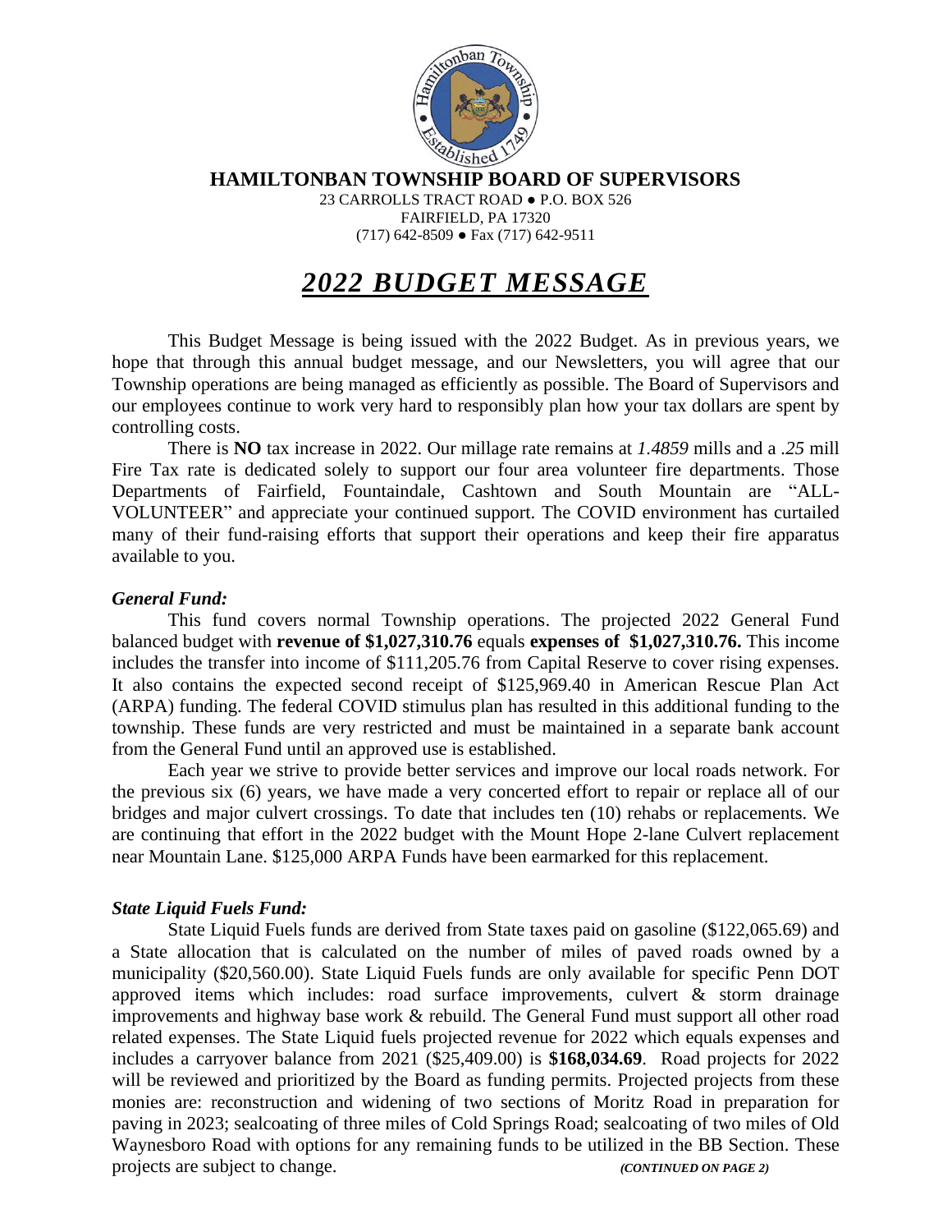# HAMILTONBAN TOWNSHIP BOARD OF SUPERVISORS

23 CARROLLS TRACT ROAD ● P.O. BOX 526
FAIRFIELD, PA 17320
(717) 642-8509 ● Fax (717) 642-9511

## *2022 BUDGET MESSAGE*

This Budget Message is being issued with the 2022 Budget. As in previous years, we hope that through this annual budget message, and our Newsletters, you will agree that our Township operations are being managed as efficiently as possible. The Board of Supervisors and our employees continue to work very hard to responsibly plan how your tax dollars are spent by controlling costs.

There is **NO** tax increase in 2022. Our millage rate remains at *1.4859* mills and a *.25* mill Fire Tax rate is dedicated solely to support our four area volunteer fire departments. Those Departments of Fairfield, Fountaindale, Cashtown and South Mountain are "ALL-VOLUNTEER" and appreciate your continued support. The COVID environment has curtailed many of their fund-raising efforts that support their operations and keep their fire apparatus available to you.

### *General Fund:*

This fund covers normal Township operations. The projected 2022 General Fund balanced budget with **revenue of $1,027,310.76** equals **expenses of $1,027,310.76.** This income includes the transfer into income of $111,205.76 from Capital Reserve to cover rising expenses. It also contains the expected second receipt of $125,969.40 in American Rescue Plan Act (ARPA) funding. The federal COVID stimulus plan has resulted in this additional funding to the township. These funds are very restricted and must be maintained in a separate bank account from the General Fund until an approved use is established.

Each year we strive to provide better services and improve our local roads network. For the previous six (6) years, we have made a very concerted effort to repair or replace all of our bridges and major culvert crossings. To date that includes ten (10) rehabs or replacements. We are continuing that effort in the 2022 budget with the Mount Hope 2-lane Culvert replacement near Mountain Lane. $125,000 ARPA Funds have been earmarked for this replacement.

### *State Liquid Fuels Fund:*

State Liquid Fuels funds are derived from State taxes paid on gasoline ($122,065.69) and a State allocation that is calculated on the number of miles of paved roads owned by a municipality ($20,560.00). State Liquid Fuels funds are only available for specific Penn DOT approved items which includes: road surface improvements, culvert & storm drainage improvements and highway base work & rebuild. The General Fund must support all other road related expenses. The State Liquid fuels projected revenue for 2022 which equals expenses and includes a carryover balance from 2021 ($25,409.00) is **$168,034.69**. Road projects for 2022 will be reviewed and prioritized by the Board as funding permits. Projected projects from these monies are: reconstruction and widening of two sections of Moritz Road in preparation for paving in 2023; sealcoating of three miles of Cold Springs Road; sealcoating of two miles of Old Waynesboro Road with options for any remaining funds to be utilized in the BB Section. These projects are subject to change. ***(CONTINUED ON PAGE 2)***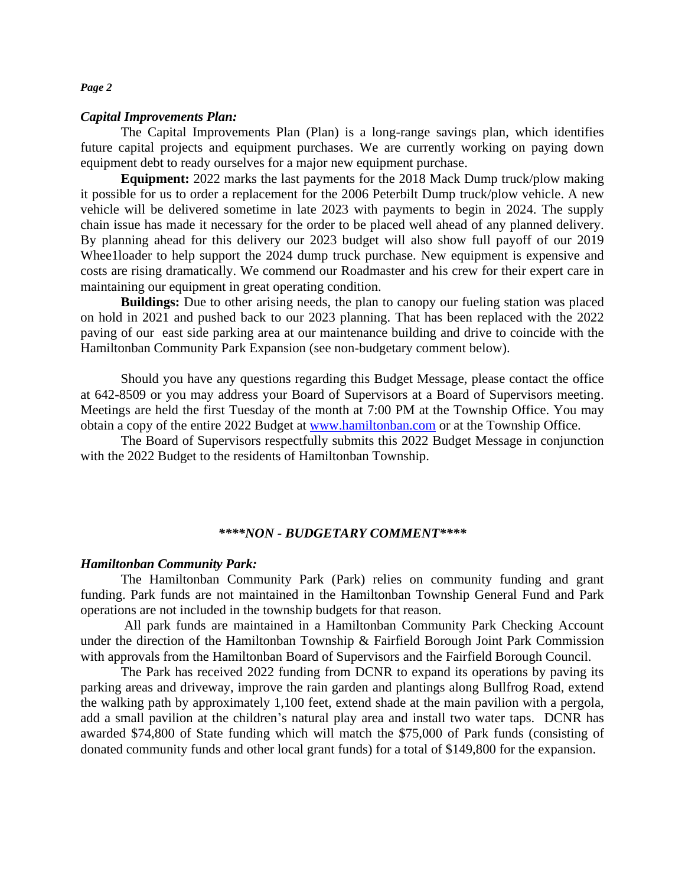***Capital Improvements Plan:***

The Capital Improvements Plan (Plan) is a long-range savings plan, which identifies future capital projects and equipment purchases. We are currently working on paying down equipment debt to ready ourselves for a major new equipment purchase.

**Equipment:** 2022 marks the last payments for the 2018 Mack Dump truck/plow making it possible for us to order a replacement for the 2006 Peterbilt Dump truck/plow vehicle. A new vehicle will be delivered sometime in late 2023 with payments to begin in 2024. The supply chain issue has made it necessary for the order to be placed well ahead of any planned delivery. By planning ahead for this delivery our 2023 budget will also show full payoff of our 2019 Whee1loader to help support the 2024 dump truck purchase. New equipment is expensive and costs are rising dramatically. We commend our Roadmaster and his crew for their expert care in maintaining our equipment in great operating condition.

**Buildings:** Due to other arising needs, the plan to canopy our fueling station was placed on hold in 2021 and pushed back to our 2023 planning. That has been replaced with the 2022 paving of our east side parking area at our maintenance building and drive to coincide with the Hamiltonban Community Park Expansion (see non-budgetary comment below).

Should you have any questions regarding this Budget Message, please contact the office at 642-8509 or you may address your Board of Supervisors at a Board of Supervisors meeting. Meetings are held the first Tuesday of the month at 7:00 PM at the Township Office. You may obtain a copy of the entire 2022 Budget at www.hamiltonban.com or at the Township Office.

The Board of Supervisors respectfully submits this 2022 Budget Message in conjunction with the 2022 Budget to the residents of Hamiltonban Township.

***\*\*\*\*NON - BUDGETARY COMMENT\*\*\*\****

***Hamiltonban Community Park:***

The Hamiltonban Community Park (Park) relies on community funding and grant funding. Park funds are not maintained in the Hamiltonban Township General Fund and Park operations are not included in the township budgets for that reason.

All park funds are maintained in a Hamiltonban Community Park Checking Account under the direction of the Hamiltonban Township & Fairfield Borough Joint Park Commission with approvals from the Hamiltonban Board of Supervisors and the Fairfield Borough Council.

The Park has received 2022 funding from DCNR to expand its operations by paving its parking areas and driveway, improve the rain garden and plantings along Bullfrog Road, extend the walking path by approximately 1,100 feet, extend shade at the main pavilion with a pergola, add a small pavilion at the children's natural play area and install two water taps. DCNR has awarded $74,800 of State funding which will match the $75,000 of Park funds (consisting of donated community funds and other local grant funds) for a total of $149,800 for the expansion.